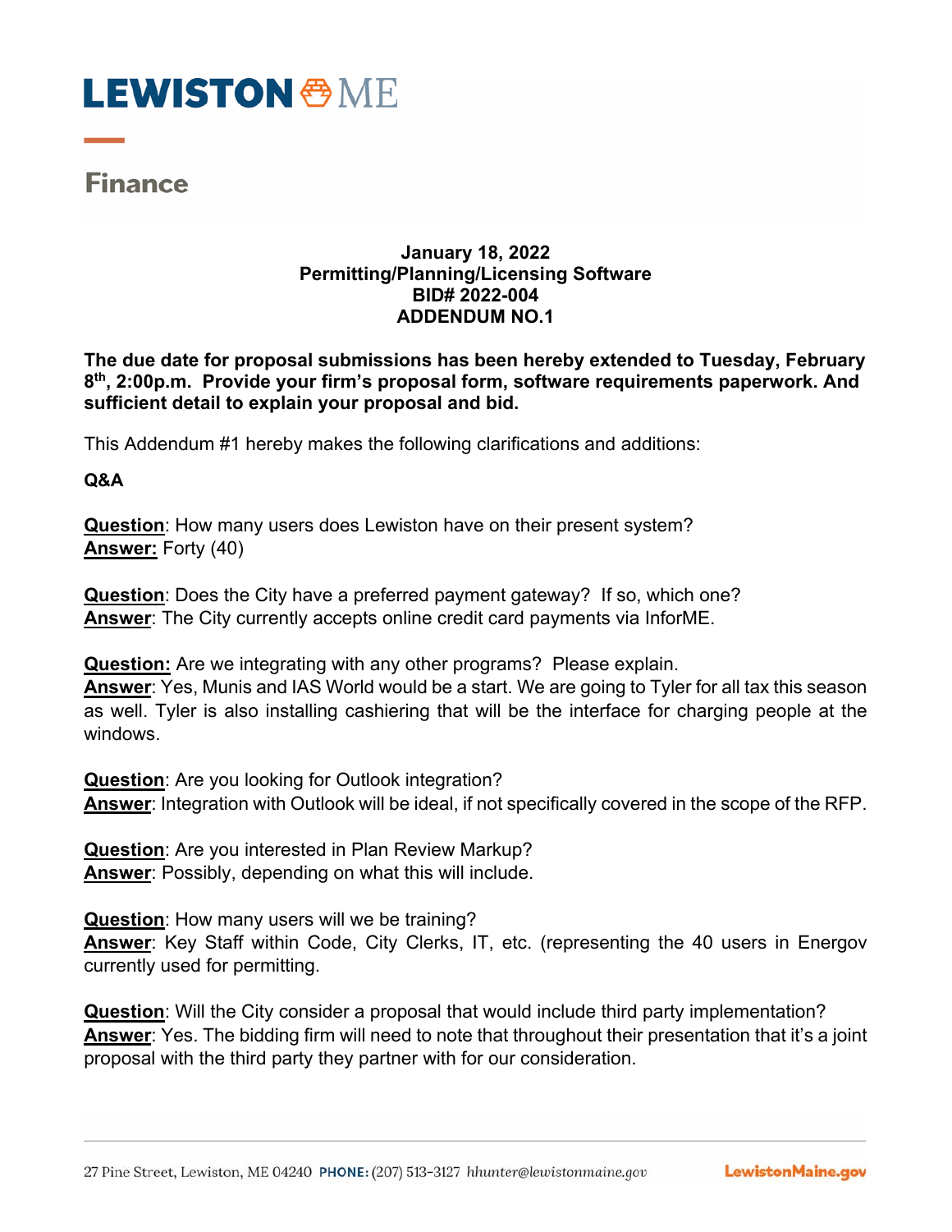# LEWISTON ME

## Finance

**January 18, 2022**
**Permitting/Planning/Licensing Software**
**BID# 2022-004**
**ADDENDUM NO.1**

**The due date for proposal submissions has been hereby extended to Tuesday, February 8th, 2:00p.m. Provide your firm's proposal form, software requirements paperwork. And sufficient detail to explain your proposal and bid.**

This Addendum #1 hereby makes the following clarifications and additions:

**Q&A**

**Question**: How many users does Lewiston have on their present system?
**Answer:** Forty (40)

**Question**: Does the City have a preferred payment gateway? If so, which one?
**Answer**: The City currently accepts online credit card payments via InforME.

**Question:** Are we integrating with any other programs? Please explain.
**Answer**: Yes, Munis and IAS World would be a start. We are going to Tyler for all tax this season as well. Tyler is also installing cashiering that will be the interface for charging people at the windows.

**Question**: Are you looking for Outlook integration?
**Answer**: Integration with Outlook will be ideal, if not specifically covered in the scope of the RFP.

**Question**: Are you interested in Plan Review Markup?
**Answer**: Possibly, depending on what this will include.

**Question**: How many users will we be training?
**Answer**: Key Staff within Code, City Clerks, IT, etc. (representing the 40 users in Energov currently used for permitting.

**Question**: Will the City consider a proposal that would include third party implementation?
**Answer**: Yes. The bidding firm will need to note that throughout their presentation that it's a joint proposal with the third party they partner with for our consideration.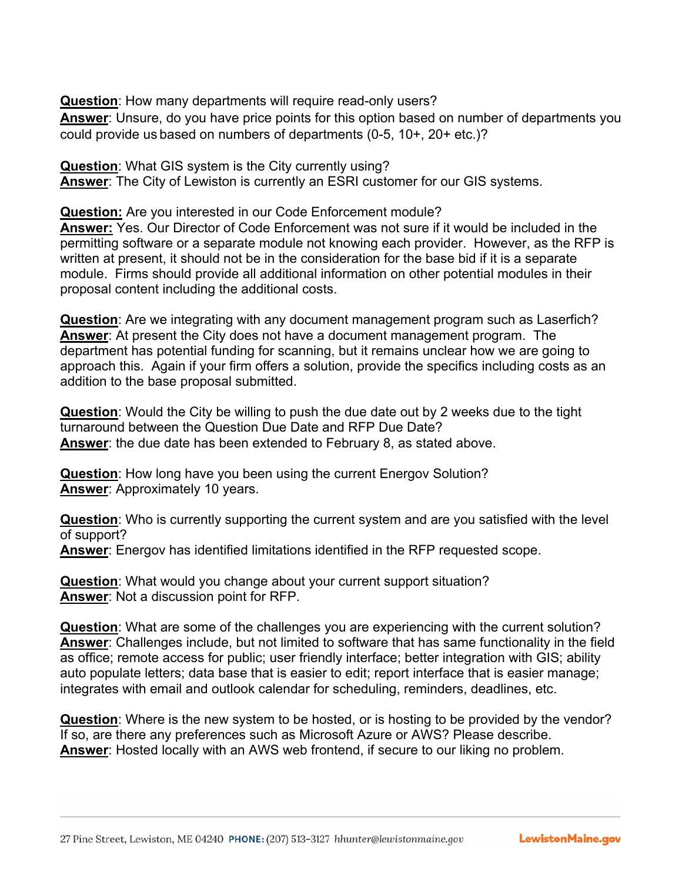**Question**: How many departments will require read-only users?
**Answer**: Unsure, do you have price points for this option based on number of departments you could provide us based on numbers of departments (0-5, 10+, 20+ etc.)?

**Question**: What GIS system is the City currently using?
**Answer**: The City of Lewiston is currently an ESRI customer for our GIS systems.

**Question:** Are you interested in our Code Enforcement module?
**Answer:** Yes. Our Director of Code Enforcement was not sure if it would be included in the permitting software or a separate module not knowing each provider. However, as the RFP is written at present, it should not be in the consideration for the base bid if it is a separate module. Firms should provide all additional information on other potential modules in their proposal content including the additional costs.

**Question**: Are we integrating with any document management program such as Laserfich?
**Answer**: At present the City does not have a document management program. The department has potential funding for scanning, but it remains unclear how we are going to approach this. Again if your firm offers a solution, provide the specifics including costs as an addition to the base proposal submitted.

**Question**: Would the City be willing to push the due date out by 2 weeks due to the tight turnaround between the Question Due Date and RFP Due Date?
**Answer**: the due date has been extended to February 8, as stated above.

**Question**: How long have you been using the current Energov Solution?
**Answer**: Approximately 10 years.

**Question**: Who is currently supporting the current system and are you satisfied with the level of support?
**Answer**: Energov has identified limitations identified in the RFP requested scope.

**Question**: What would you change about your current support situation?
**Answer**: Not a discussion point for RFP.

**Question**: What are some of the challenges you are experiencing with the current solution?
**Answer**: Challenges include, but not limited to software that has same functionality in the field as office; remote access for public; user friendly interface; better integration with GIS; ability auto populate letters; data base that is easier to edit; report interface that is easier manage; integrates with email and outlook calendar for scheduling, reminders, deadlines, etc.

**Question**: Where is the new system to be hosted, or is hosting to be provided by the vendor? If so, are there any preferences such as Microsoft Azure or AWS? Please describe.
**Answer**: Hosted locally with an AWS web frontend, if secure to our liking no problem.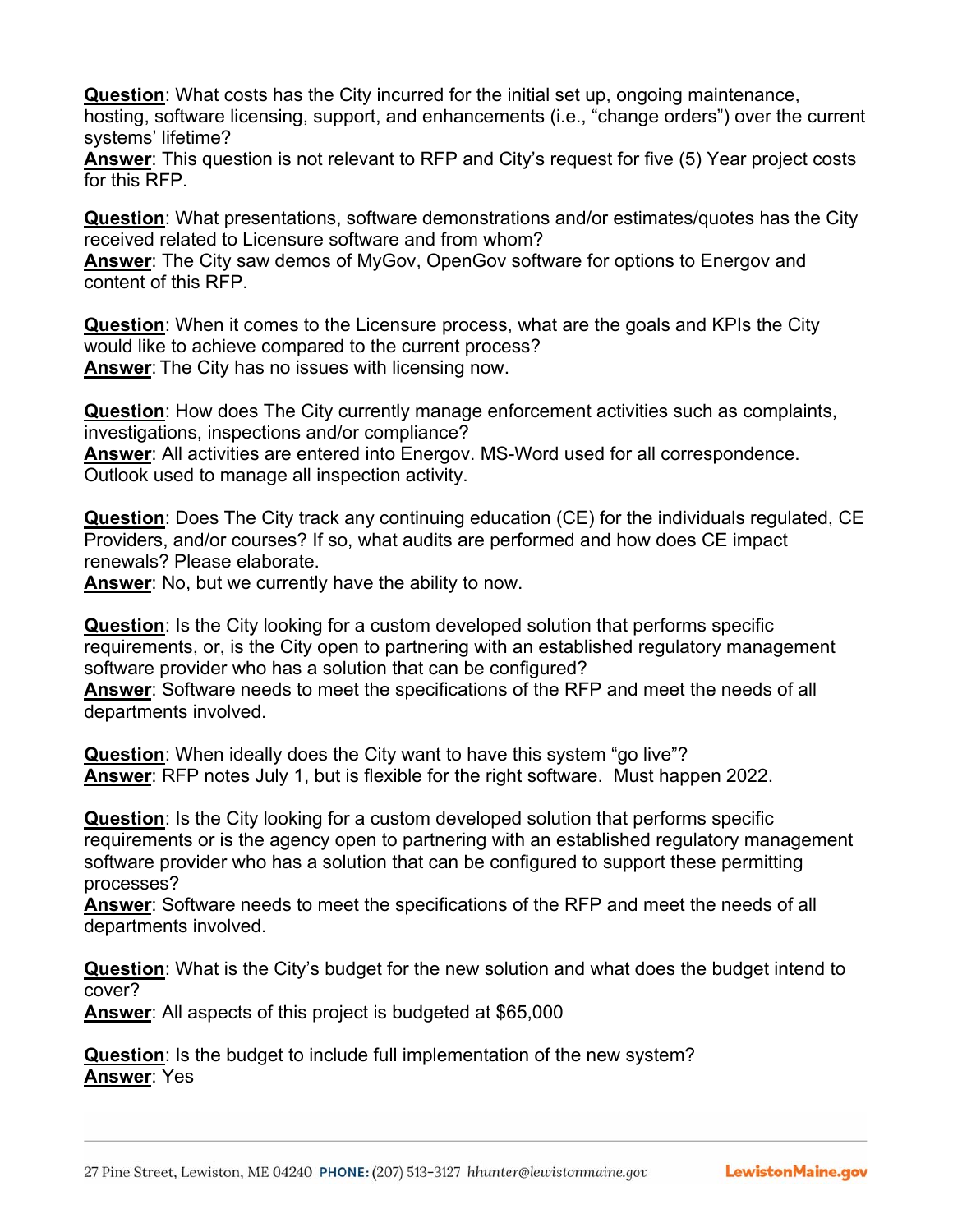**Question**: What costs has the City incurred for the initial set up, ongoing maintenance, hosting, software licensing, support, and enhancements (i.e., "change orders") over the current systems' lifetime?
**Answer**: This question is not relevant to RFP and City's request for five (5) Year project costs for this RFP.

**Question**: What presentations, software demonstrations and/or estimates/quotes has the City received related to Licensure software and from whom?
**Answer**: The City saw demos of MyGov, OpenGov software for options to Energov and content of this RFP.

**Question**: When it comes to the Licensure process, what are the goals and KPIs the City would like to achieve compared to the current process?
**Answer**: The City has no issues with licensing now.

**Question**: How does The City currently manage enforcement activities such as complaints, investigations, inspections and/or compliance?
**Answer**: All activities are entered into Energov. MS-Word used for all correspondence. Outlook used to manage all inspection activity.

**Question**: Does The City track any continuing education (CE) for the individuals regulated, CE Providers, and/or courses? If so, what audits are performed and how does CE impact renewals? Please elaborate.
**Answer**: No, but we currently have the ability to now.

**Question**: Is the City looking for a custom developed solution that performs specific requirements, or, is the City open to partnering with an established regulatory management software provider who has a solution that can be configured?
**Answer**: Software needs to meet the specifications of the RFP and meet the needs of all departments involved.

**Question**: When ideally does the City want to have this system "go live"?
**Answer**: RFP notes July 1, but is flexible for the right software. Must happen 2022.

**Question**: Is the City looking for a custom developed solution that performs specific requirements or is the agency open to partnering with an established regulatory management software provider who has a solution that can be configured to support these permitting processes?
**Answer**: Software needs to meet the specifications of the RFP and meet the needs of all departments involved.

**Question**: What is the City's budget for the new solution and what does the budget intend to cover?
**Answer**: All aspects of this project is budgeted at $65,000

**Question**: Is the budget to include full implementation of the new system?
**Answer**: Yes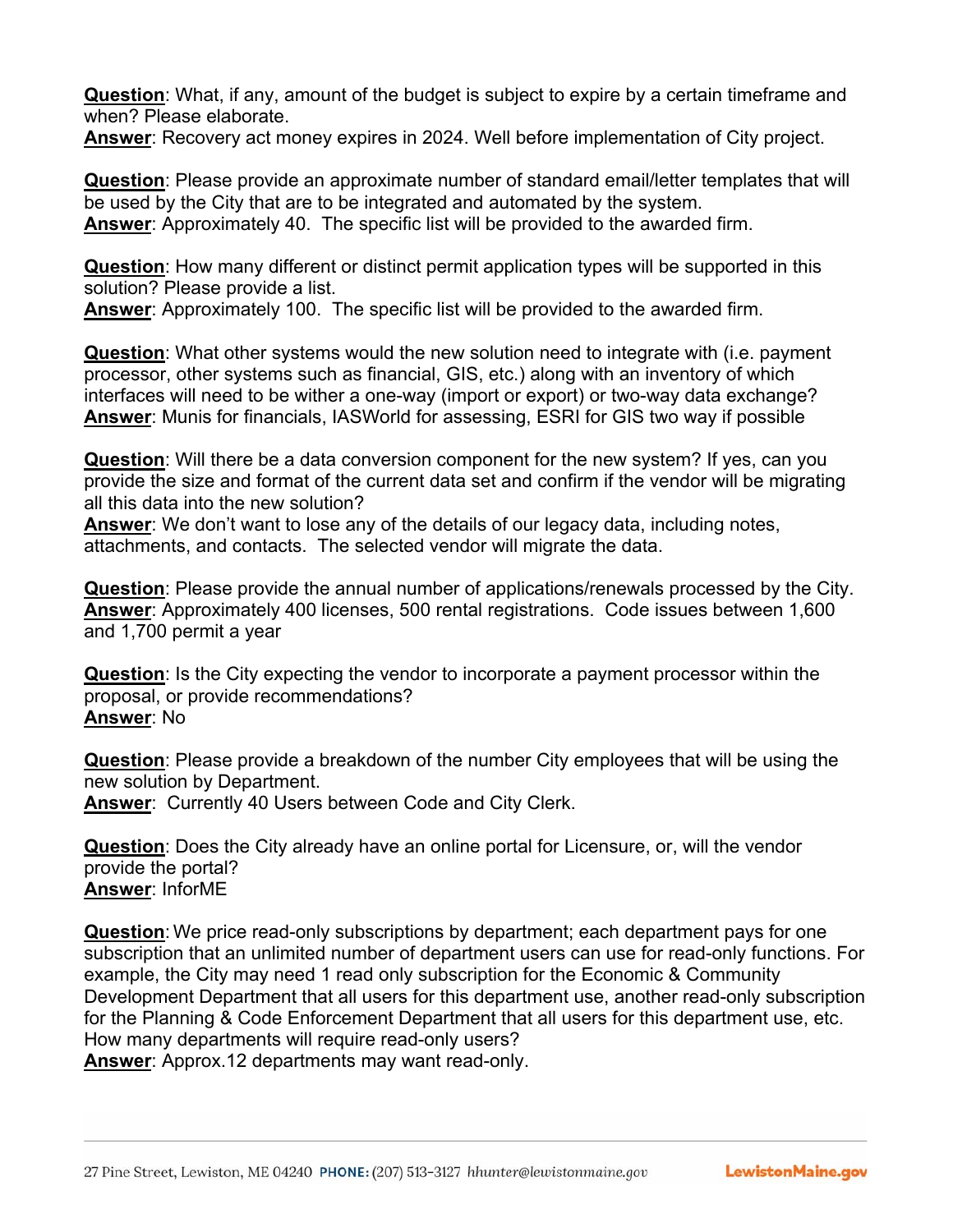**<u>Question</u>**: What, if any, amount of the budget is subject to expire by a certain timeframe and when? Please elaborate.
**<u>Answer</u>**: Recovery act money expires in 2024. Well before implementation of City project.

**<u>Question</u>**: Please provide an approximate number of standard email/letter templates that will be used by the City that are to be integrated and automated by the system.
**<u>Answer</u>**: Approximately 40. The specific list will be provided to the awarded firm.

**<u>Question</u>**: How many different or distinct permit application types will be supported in this solution? Please provide a list.
**<u>Answer</u>**: Approximately 100. The specific list will be provided to the awarded firm.

**<u>Question</u>**: What other systems would the new solution need to integrate with (i.e. payment processor, other systems such as financial, GIS, etc.) along with an inventory of which interfaces will need to be wither a one-way (import or export) or two-way data exchange?
**<u>Answer</u>**: Munis for financials, IASWorld for assessing, ESRI for GIS two way if possible

**<u>Question</u>**: Will there be a data conversion component for the new system? If yes, can you provide the size and format of the current data set and confirm if the vendor will be migrating all this data into the new solution?
**<u>Answer</u>**: We don't want to lose any of the details of our legacy data, including notes, attachments, and contacts. The selected vendor will migrate the data.

**<u>Question</u>**: Please provide the annual number of applications/renewals processed by the City.
**<u>Answer</u>**: Approximately 400 licenses, 500 rental registrations. Code issues between 1,600 and 1,700 permit a year

**<u>Question</u>**: Is the City expecting the vendor to incorporate a payment processor within the proposal, or provide recommendations?
**<u>Answer</u>**: No

**<u>Question</u>**: Please provide a breakdown of the number City employees that will be using the new solution by Department.
**<u>Answer</u>**: Currently 40 Users between Code and City Clerk.

**<u>Question</u>**: Does the City already have an online portal for Licensure, or, will the vendor provide the portal?
**<u>Answer</u>**: InforME

**<u>Question</u>**: We price read-only subscriptions by department; each department pays for one subscription that an unlimited number of department users can use for read-only functions. For example, the City may need 1 read only subscription for the Economic & Community Development Department that all users for this department use, another read-only subscription for the Planning & Code Enforcement Department that all users for this department use, etc. How many departments will require read-only users?
**<u>Answer</u>**: Approx.12 departments may want read-only.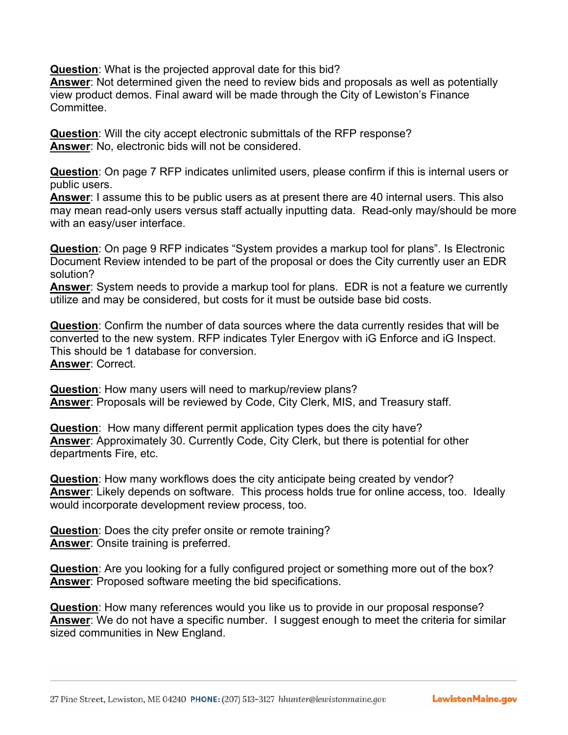**Question**: What is the projected approval date for this bid?
**Answer**: Not determined given the need to review bids and proposals as well as potentially view product demos. Final award will be made through the City of Lewiston's Finance Committee.

**Question**: Will the city accept electronic submittals of the RFP response?
**Answer**: No, electronic bids will not be considered.

**Question**: On page 7 RFP indicates unlimited users, please confirm if this is internal users or public users.
**Answer**: I assume this to be public users as at present there are 40 internal users. This also may mean read-only users versus staff actually inputting data. Read-only may/should be more with an easy/user interface.

**Question**: On page 9 RFP indicates "System provides a markup tool for plans". Is Electronic Document Review intended to be part of the proposal or does the City currently user an EDR solution?
**Answer**: System needs to provide a markup tool for plans. EDR is not a feature we currently utilize and may be considered, but costs for it must be outside base bid costs.

**Question**: Confirm the number of data sources where the data currently resides that will be converted to the new system. RFP indicates Tyler Energov with iG Enforce and iG Inspect. This should be 1 database for conversion.
**Answer**: Correct.

**Question**: How many users will need to markup/review plans?
**Answer**: Proposals will be reviewed by Code, City Clerk, MIS, and Treasury staff.

**Question**: How many different permit application types does the city have?
**Answer**: Approximately 30. Currently Code, City Clerk, but there is potential for other departments Fire, etc.

**Question**: How many workflows does the city anticipate being created by vendor?
**Answer**: Likely depends on software. This process holds true for online access, too. Ideally would incorporate development review process, too.

**Question**: Does the city prefer onsite or remote training?
**Answer**: Onsite training is preferred.

**Question**: Are you looking for a fully configured project or something more out of the box?
**Answer**: Proposed software meeting the bid specifications.

**Question**: How many references would you like us to provide in our proposal response?
**Answer**: We do not have a specific number. I suggest enough to meet the criteria for similar sized communities in New England.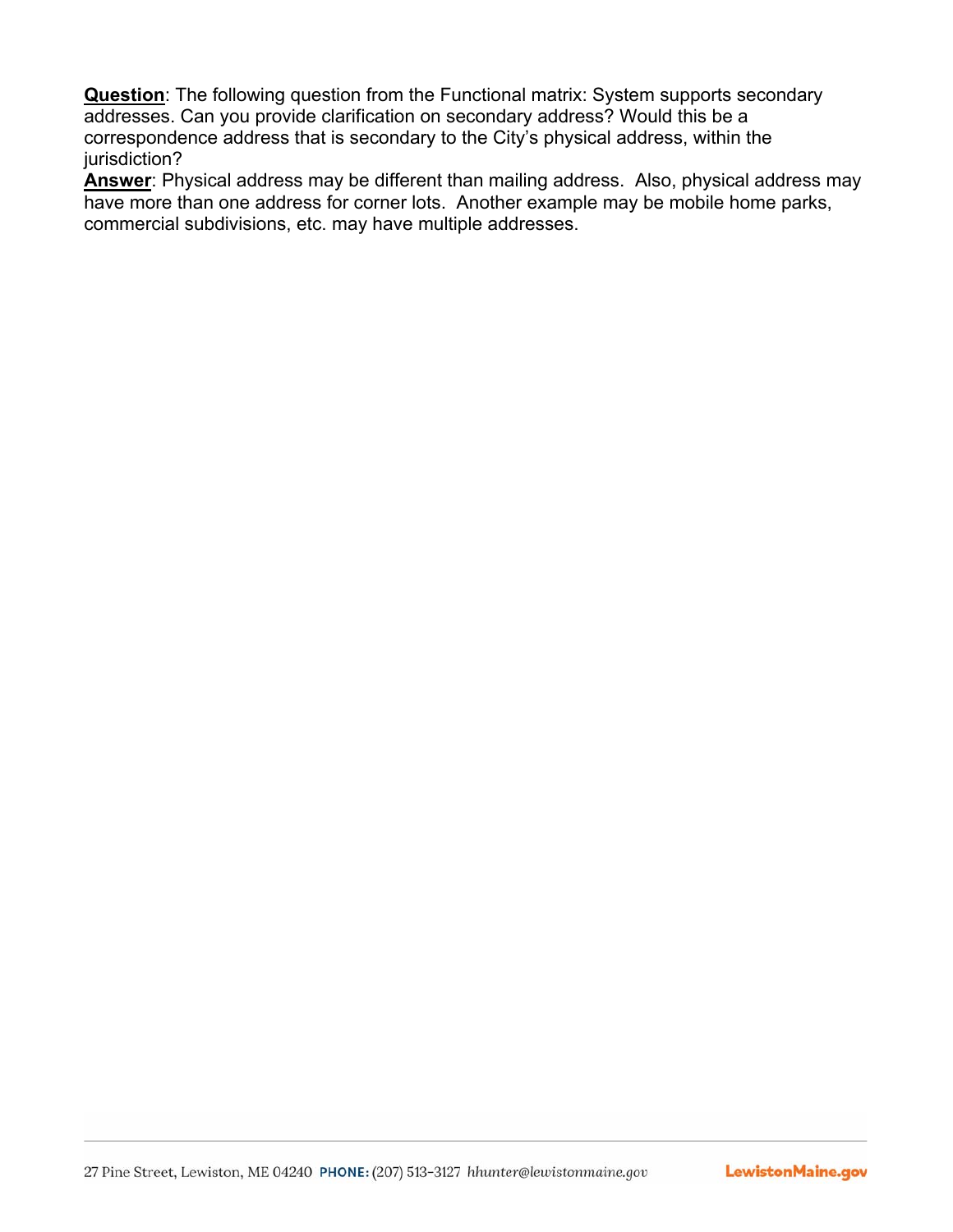**Question**: The following question from the Functional matrix: System supports secondary addresses. Can you provide clarification on secondary address? Would this be a correspondence address that is secondary to the City's physical address, within the jurisdiction?

**Answer**: Physical address may be different than mailing address. Also, physical address may have more than one address for corner lots. Another example may be mobile home parks, commercial subdivisions, etc. may have multiple addresses.